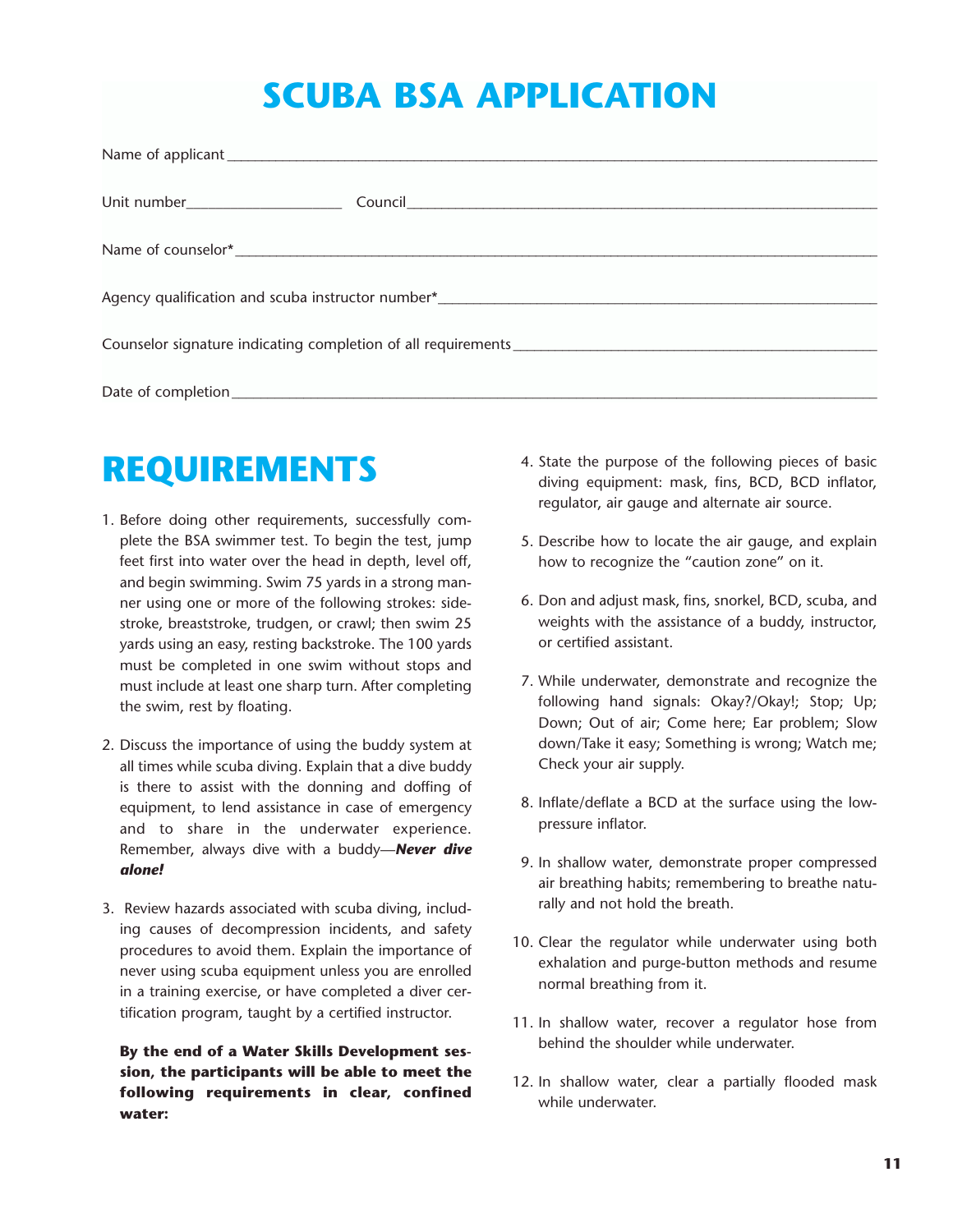# SCUBA BSA APPLICATION

Name of applicant ____________________________________________

Unit number ____________________ Council ____________________________________________

Name of counselor* ____________________________________________

Agency qualification and scuba instructor number* ____________________________________________

Counselor signature indicating completion of all requirements ____________________________________________

Date of completion ____________________________________________

# REQUIREMENTS

1. Before doing other requirements, successfully complete the BSA swimmer test. To begin the test, jump feet first into water over the head in depth, level off, and begin swimming. Swim 75 yards in a strong manner using one or more of the following strokes: sidestroke, breaststroke, trudgen, or crawl; then swim 25 yards using an easy, resting backstroke. The 100 yards must be completed in one swim without stops and must include at least one sharp turn. After completing the swim, rest by floating.

2. Discuss the importance of using the buddy system at all times while scuba diving. Explain that a dive buddy is there to assist with the donning and doffing of equipment, to lend assistance in case of emergency and to share in the underwater experience. Remember, always dive with a buddy—***Never dive alone!***

3. Review hazards associated with scuba diving, including causes of decompression incidents, and safety procedures to avoid them. Explain the importance of never using scuba equipment unless you are enrolled in a training exercise, or have completed a diver certification program, taught by a certified instructor.

**By the end of a Water Skills Development session, the participants will be able to meet the following requirements in clear, confined water:**

4. State the purpose of the following pieces of basic diving equipment: mask, fins, BCD, BCD inflator, regulator, air gauge and alternate air source.

5. Describe how to locate the air gauge, and explain how to recognize the "caution zone" on it.

6. Don and adjust mask, fins, snorkel, BCD, scuba, and weights with the assistance of a buddy, instructor, or certified assistant.

7. While underwater, demonstrate and recognize the following hand signals: Okay?/Okay!; Stop; Up; Down; Out of air; Come here; Ear problem; Slow down/Take it easy; Something is wrong; Watch me; Check your air supply.

8. Inflate/deflate a BCD at the surface using the low-pressure inflator.

9. In shallow water, demonstrate proper compressed air breathing habits; remembering to breathe naturally and not hold the breath.

10. Clear the regulator while underwater using both exhalation and purge-button methods and resume normal breathing from it.

11. In shallow water, recover a regulator hose from behind the shoulder while underwater.

12. In shallow water, clear a partially flooded mask while underwater.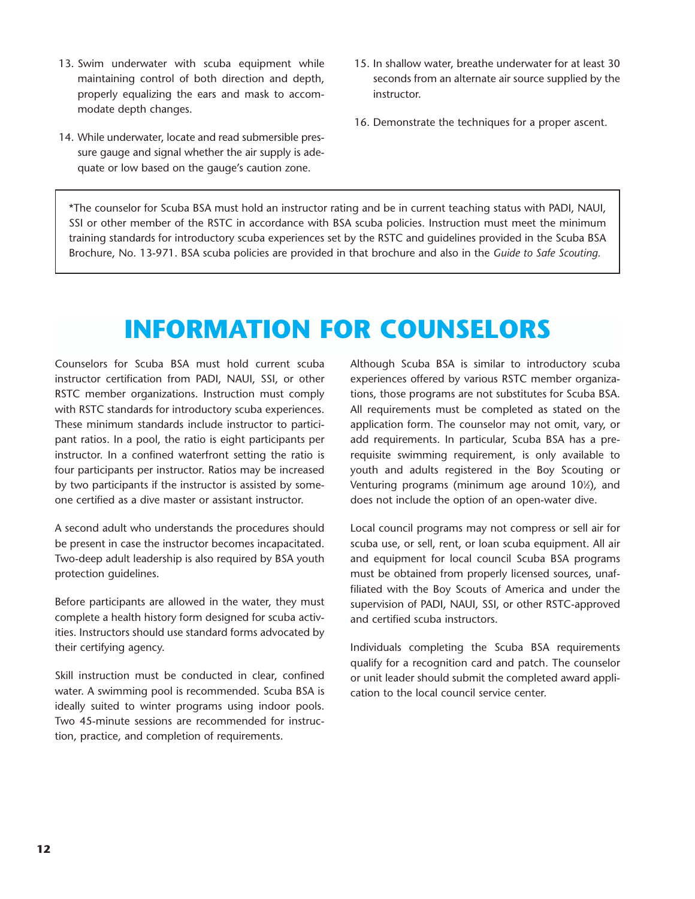13. Swim underwater with scuba equipment while maintaining control of both direction and depth, properly equalizing the ears and mask to accommodate depth changes.

14. While underwater, locate and read submersible pressure gauge and signal whether the air supply is adequate or low based on the gauge's caution zone.

15. In shallow water, breathe underwater for at least 30 seconds from an alternate air source supplied by the instructor.

16. Demonstrate the techniques for a proper ascent.

*The counselor for Scuba BSA must hold an instructor rating and be in current teaching status with PADI, NAUI, SSI or other member of the RSTC in accordance with BSA scuba policies. Instruction must meet the minimum training standards for introductory scuba experiences set by the RSTC and guidelines provided in the Scuba BSA Brochure, No. 13-971. BSA scuba policies are provided in that brochure and also in the *Guide to Safe Scouting.*

# INFORMATION FOR COUNSELORS

Counselors for Scuba BSA must hold current scuba instructor certification from PADI, NAUI, SSI, or other RSTC member organizations. Instruction must comply with RSTC standards for introductory scuba experiences. These minimum standards include instructor to participant ratios. In a pool, the ratio is eight participants per instructor. In a confined waterfront setting the ratio is four participants per instructor. Ratios may be increased by two participants if the instructor is assisted by someone certified as a dive master or assistant instructor.

A second adult who understands the procedures should be present in case the instructor becomes incapacitated. Two-deep adult leadership is also required by BSA youth protection guidelines.

Before participants are allowed in the water, they must complete a health history form designed for scuba activities. Instructors should use standard forms advocated by their certifying agency.

Skill instruction must be conducted in clear, confined water. A swimming pool is recommended. Scuba BSA is ideally suited to winter programs using indoor pools. Two 45-minute sessions are recommended for instruction, practice, and completion of requirements.

Although Scuba BSA is similar to introductory scuba experiences offered by various RSTC member organizations, those programs are not substitutes for Scuba BSA. All requirements must be completed as stated on the application form. The counselor may not omit, vary, or add requirements. In particular, Scuba BSA has a prerequisite swimming requirement, is only available to youth and adults registered in the Boy Scouting or Venturing programs (minimum age around 10½), and does not include the option of an open-water dive.

Local council programs may not compress or sell air for scuba use, or sell, rent, or loan scuba equipment. All air and equipment for local council Scuba BSA programs must be obtained from properly licensed sources, unaffiliated with the Boy Scouts of America and under the supervision of PADI, NAUI, SSI, or other RSTC-approved and certified scuba instructors.

Individuals completing the Scuba BSA requirements qualify for a recognition card and patch. The counselor or unit leader should submit the completed award application to the local council service center.